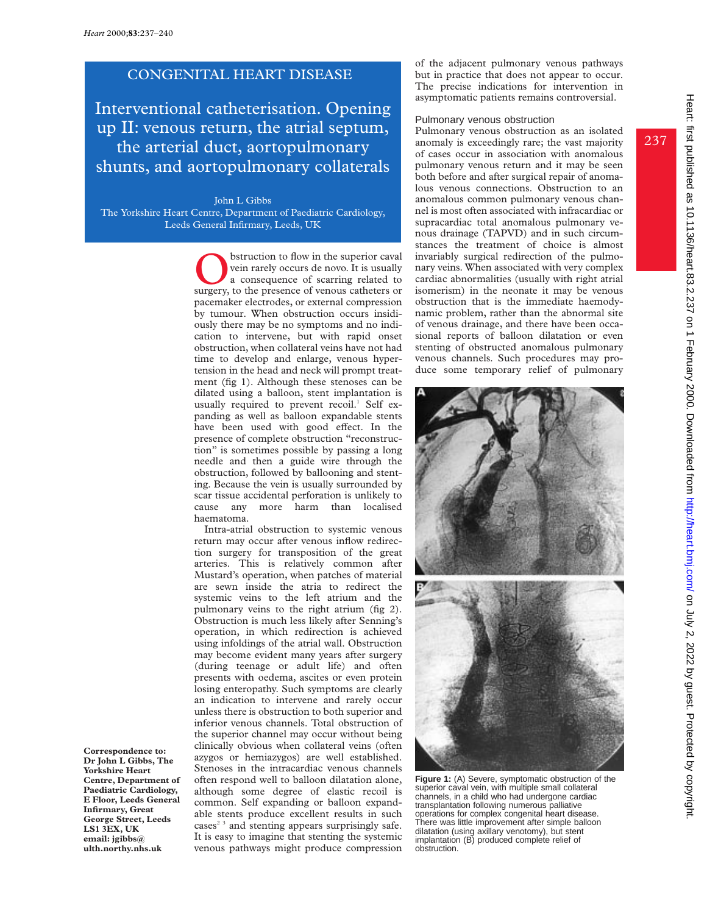# CONGENITAL HEART DISEASE

## Interventional catheterisation. Opening up II: venous return, the atrial septum, the arterial duct, aortopulmonary shunts, and aortopulmonary collaterals

John L Gibbs
The Yorkshire Heart Centre, Department of Paediatric Cardiology, Leeds General Infirmary, Leeds, UK

**Correspondence to: Dr John L Gibbs, The Yorkshire Heart Centre, Department of Paediatric Cardiology, E Floor, Leeds General Infirmary, Great George Street, Leeds LS1 3EX, UK email: jgibbs@ulth.northy.nhs.uk**

Obstruction to flow in the superior caval vein rarely occurs de novo. It is usually a consequence of scarring related to surgery, to the presence of venous catheters or pacemaker electrodes, or external compression by tumour. When obstruction occurs insidiously there may be no symptoms and no indication to intervene, but with rapid onset obstruction, when collateral veins have not had time to develop and enlarge, venous hypertension in the head and neck will prompt treatment (fig 1). Although these stenoses can be dilated using a balloon, stent implantation is usually required to prevent recoil.[1] Self expanding as well as balloon expandable stents have been used with good effect. In the presence of complete obstruction "reconstruction" is sometimes possible by passing a long needle and then a guide wire through the obstruction, followed by ballooning and stenting. Because the vein is usually surrounded by scar tissue accidental perforation is unlikely to cause any more harm than localised haematoma.

Intra-atrial obstruction to systemic venous return may occur after venous inflow redirection surgery for transposition of the great arteries. This is relatively common after Mustard's operation, when patches of material are sewn inside the atria to redirect the systemic veins to the left atrium and the pulmonary veins to the right atrium (fig 2). Obstruction is much less likely after Senning's operation, in which redirection is achieved using infoldings of the atrial wall. Obstruction may become evident many years after surgery (during teenage or adult life) and often presents with oedema, ascites or even protein losing enteropathy. Such symptoms are clearly an indication to intervene and rarely occur unless there is obstruction to both superior and inferior venous channels. Total obstruction of the superior channel may occur without being clinically obvious when collateral veins (often azygos or hemiazygos) are well established. Stenoses in the intracardiac venous channels often respond well to balloon dilatation alone, although some degree of elastic recoil is common. Self expanding or balloon expandable stents produce excellent results in such cases[2,3] and stenting appears surprisingly safe. It is easy to imagine that stenting the systemic venous pathways might produce compression of the adjacent pulmonary venous pathways but in practice that does not appear to occur. The precise indications for intervention in asymptomatic patients remains controversial.

### Pulmonary venous obstruction

Pulmonary venous obstruction as an isolated anomaly is exceedingly rare; the vast majority of cases occur in association with anomalous pulmonary venous return and it may be seen both before and after surgical repair of anomalous venous connections. Obstruction to an anomalous common pulmonary venous channel is most often associated with infracardiac or supracardiac total anomalous pulmonary venous drainage (TAPVD) and in such circumstances the treatment of choice is almost invariably surgical redirection of the pulmonary veins. When associated with very complex cardiac abnormalities (usually with right atrial isomerism) in the neonate it may be venous obstruction that is the immediate haemodynamic problem, rather than the abnormal site of venous drainage, and there have been occasional reports of balloon dilatation or even stenting of obstructed anomalous pulmonary venous channels. Such procedures may produce some temporary relief of pulmonary

**Figure 1:** (A) Severe, symptomatic obstruction of the superior caval vein, with multiple small collateral channels, in a child who had undergone cardiac transplantation following numerous palliative operations for complex congenital heart disease. There was little improvement after simple balloon dilatation (using axillary venotomy), but stent implantation (B) produced complete relief of obstruction.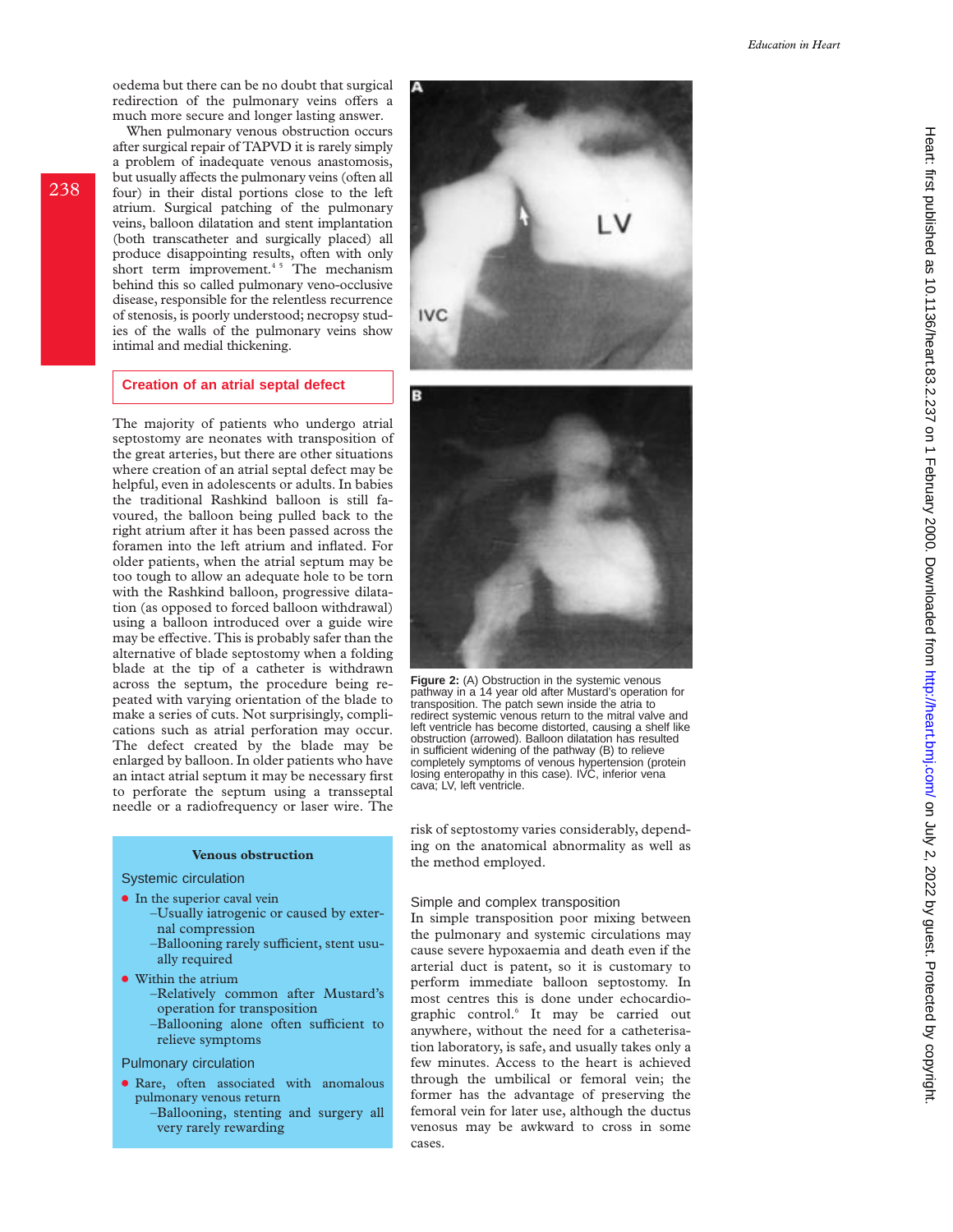oedema but there can be no doubt that surgical redirection of the pulmonary veins offers a much more secure and longer lasting answer.

When pulmonary venous obstruction occurs after surgical repair of TAPVD it is rarely simply a problem of inadequate venous anastomosis, but usually affects the pulmonary veins (often all four) in their distal portions close to the left atrium. Surgical patching of the pulmonary veins, balloon dilatation and stent implantation (both transcatheter and surgically placed) all produce disappointing results, often with only short term improvement.[4 5] The mechanism behind this so called pulmonary veno-occlusive disease, responsible for the relentless recurrence of stenosis, is poorly understood; necropsy studies of the walls of the pulmonary veins show intimal and medial thickening.

## Creation of an atrial septal defect

The majority of patients who undergo atrial septostomy are neonates with transposition of the great arteries, but there are other situations where creation of an atrial septal defect may be helpful, even in adolescents or adults. In babies the traditional Rashkind balloon is still favoured, the balloon being pulled back to the right atrium after it has been passed across the foramen into the left atrium and inflated. For older patients, when the atrial septum may be too tough to allow an adequate hole to be torn with the Rashkind balloon, progressive dilatation (as opposed to forced balloon withdrawal) using a balloon introduced over a guide wire may be effective. This is probably safer than the alternative of blade septostomy when a folding blade at the tip of a catheter is withdrawn across the septum, the procedure being repeated with varying orientation of the blade to make a series of cuts. Not surprisingly, complications such as atrial perforation may occur. The defect created by the blade may be enlarged by balloon. In older patients who have an intact atrial septum it may be necessary first to perforate the septum using a transseptal needle or a radiofrequency or laser wire. The risk of septostomy varies considerably, depending on the anatomical abnormality as well as the method employed.

**Venous obstruction**

Systemic circulation

- In the superior caval vein
  - Usually iatrogenic or caused by external compression
  - Ballooning rarely sufficient, stent usually required
- Within the atrium
  - Relatively common after Mustard's operation for transposition
  - Ballooning alone often sufficient to relieve symptoms

Pulmonary circulation

- Rare, often associated with anomalous pulmonary venous return
  - Ballooning, stenting and surgery all very rarely rewarding

A

IVC

LV

B

**Figure 2:** (A) Obstruction in the systemic venous pathway in a 14 year old after Mustard's operation for transposition. The patch sewn inside the atria to redirect systemic venous return to the mitral valve and left ventricle has become distorted, causing a shelf like obstruction (arrowed). Balloon dilatation has resulted in sufficient widening of the pathway (B) to relieve completely symptoms of venous hypertension (protein losing enteropathy in this case). IVC, inferior vena cava; LV, left ventricle.

### Simple and complex transposition

In simple transposition poor mixing between the pulmonary and systemic circulations may cause severe hypoxaemia and death even if the arterial duct is patent, so it is customary to perform immediate balloon septostomy. In most centres this is done under echocardiographic control.[6] It may be carried out anywhere, without the need for a catheterisation laboratory, is safe, and usually takes only a few minutes. Access to the heart is achieved through the umbilical or femoral vein; the former has the advantage of preserving the femoral vein for later use, although the ductus venosus may be awkward to cross in some cases.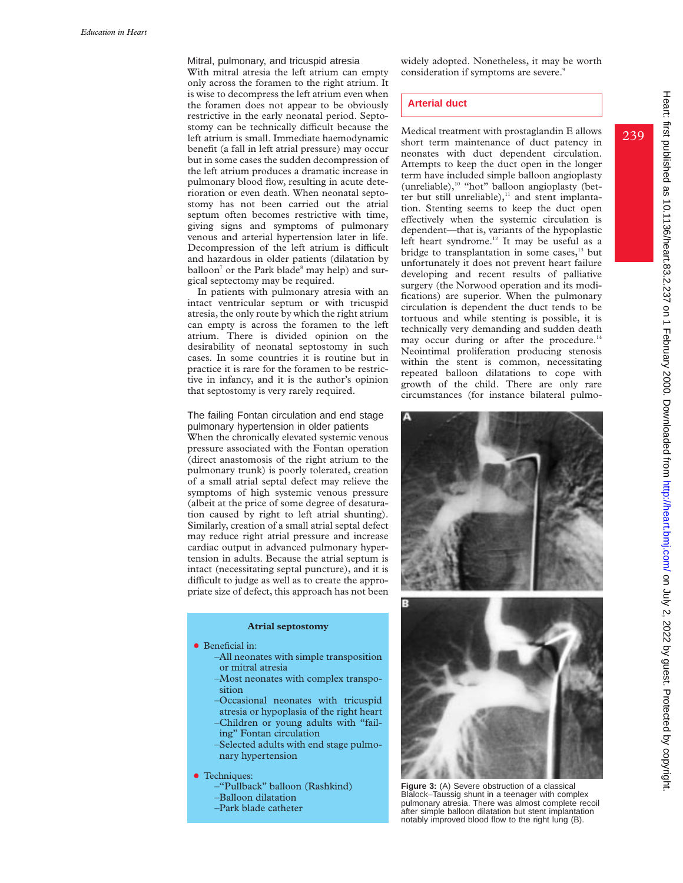### Mitral, pulmonary, and tricuspid atresia

With mitral atresia the left atrium can empty only across the foramen to the right atrium. It is wise to decompress the left atrium even when the foramen does not appear to be obviously restrictive in the early neonatal period. Septostomy can be technically difficult because the left atrium is small. Immediate haemodynamic benefit (a fall in left atrial pressure) may occur but in some cases the sudden decompression of the left atrium produces a dramatic increase in pulmonary blood flow, resulting in acute deterioration or even death. When neonatal septostomy has not been carried out the atrial septum often becomes restrictive with time, giving signs and symptoms of pulmonary venous and arterial hypertension later in life. Decompression of the left atrium is difficult and hazardous in older patients (dilatation by balloon[7] or the Park blade[8] may help) and surgical septectomy may be required.

In patients with pulmonary atresia with an intact ventricular septum or with tricuspid atresia, the only route by which the right atrium can empty is across the foramen to the left atrium. There is divided opinion on the desirability of neonatal septostomy in such cases. In some countries it is routine but in practice it is rare for the foramen to be restrictive in infancy, and it is the author's opinion that septostomy is very rarely required.

### The failing Fontan circulation and end stage pulmonary hypertension in older patients

When the chronically elevated systemic venous pressure associated with the Fontan operation (direct anastomosis of the right atrium to the pulmonary trunk) is poorly tolerated, creation of a small atrial septal defect may relieve the symptoms of high systemic venous pressure (albeit at the price of some degree of desaturation caused by right to left atrial shunting). Similarly, creation of a small atrial septal defect may reduce right atrial pressure and increase cardiac output in advanced pulmonary hypertension in adults. Because the atrial septum is intact (necessitating septal puncture), and it is difficult to judge as well as to create the appropriate size of defect, this approach has not been widely adopted. Nonetheless, it may be worth consideration if symptoms are severe.[9]

> **Atrial septostomy**
>
> - Beneficial in:
>   - All neonates with simple transposition or mitral atresia
>   - Most neonates with complex transposition
>   - Occasional neonates with tricuspid atresia or hypoplasia of the right heart
>   - Children or young adults with "failing" Fontan circulation
>   - Selected adults with end stage pulmonary hypertension
> - Techniques:
>   - "Pullback" balloon (Rashkind)
>   - Balloon dilatation
>   - Park blade catheter

## Arterial duct

Medical treatment with prostaglandin E allows short term maintenance of duct patency in neonates with duct dependent circulation. Attempts to keep the duct open in the longer term have included simple balloon angioplasty (unreliable),[10] "hot" balloon angioplasty (better but still unreliable),[11] and stent implantation. Stenting seems to keep the duct open effectively when the systemic circulation is dependent—that is, variants of the hypoplastic left heart syndrome.[12] It may be useful as a bridge to transplantation in some cases,[13] but unfortunately it does not prevent heart failure developing and recent results of palliative surgery (the Norwood operation and its modifications) are superior. When the pulmonary circulation is dependent the duct tends to be tortuous and while stenting is possible, it is technically very demanding and sudden death may occur during or after the procedure.[14] Neointimal proliferation producing stenosis within the stent is common, necessitating repeated balloon dilatations to cope with growth of the child. There are only rare circumstances (for instance bilateral pulmo-

**Figure 3:** (A) Severe obstruction of a classical Blalock–Taussig shunt in a teenager with complex pulmonary atresia. There was almost complete recoil after simple balloon dilatation but stent implantation notably improved blood flow to the right lung (B).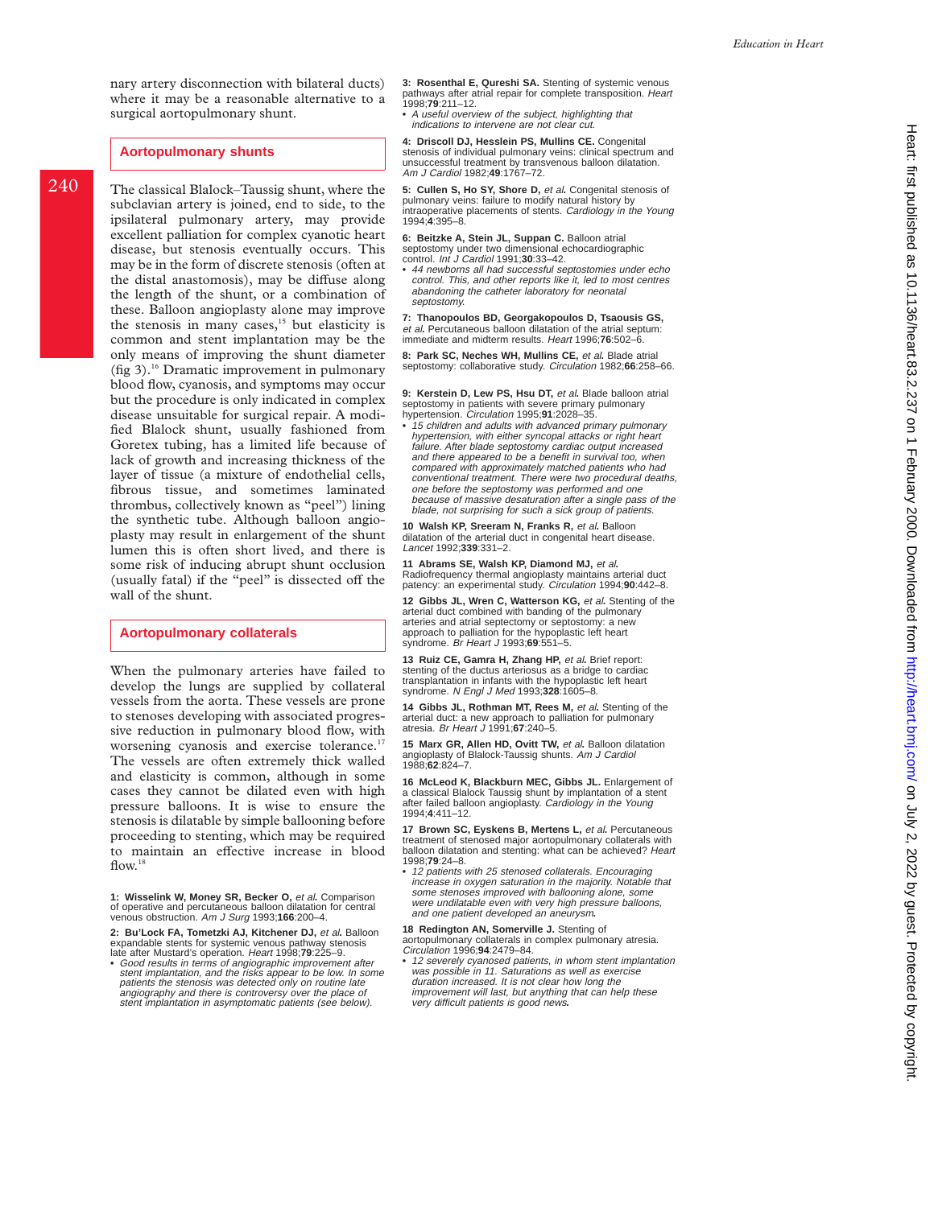nary artery disconnection with bilateral ducts) where it may be a reasonable alternative to a surgical aortopulmonary shunt.

## Aortopulmonary shunts

The classical Blalock–Taussig shunt, where the subclavian artery is joined, end to side, to the ipsilateral pulmonary artery, may provide excellent palliation for complex cyanotic heart disease, but stenosis eventually occurs. This may be in the form of discrete stenosis (often at the distal anastomosis), may be diffuse along the length of the shunt, or a combination of these. Balloon angioplasty alone may improve the stenosis in many cases,[15] but elasticity is common and stent implantation may be the only means of improving the shunt diameter (fig 3).[16] Dramatic improvement in pulmonary blood flow, cyanosis, and symptoms may occur but the procedure is only indicated in complex disease unsuitable for surgical repair. A modified Blalock shunt, usually fashioned from Goretex tubing, has a limited life because of lack of growth and increasing thickness of the layer of tissue (a mixture of endothelial cells, fibrous tissue, and sometimes laminated thrombus, collectively known as "peel") lining the synthetic tube. Although balloon angioplasty may result in enlargement of the shunt lumen this is often short lived, and there is some risk of inducing abrupt shunt occlusion (usually fatal) if the "peel" is dissected off the wall of the shunt.

## Aortopulmonary collaterals

When the pulmonary arteries have failed to develop the lungs are supplied by collateral vessels from the aorta. These vessels are prone to stenoses developing with associated progressive reduction in pulmonary blood flow, with worsening cyanosis and exercise tolerance.[17] The vessels are often extremely thick walled and elasticity is common, although in some cases they cannot be dilated even with high pressure balloons. It is wise to ensure the stenosis is dilatable by simple ballooning before proceeding to stenting, which may be required to maintain an effective increase in blood flow.[18]

1: **Wisselink W, Money SR, Becker O,** *et al.* Comparison of operative and percutaneous balloon dilatation for central venous obstruction. *Am J Surg* 1993;**166**:200–4.

2: **Bu'Lock FA, Tometzki AJ, Kitchener DJ,** *et al.* Balloon expandable stents for systemic venous pathway stenosis late after Mustard's operation. *Heart* 1998;**79**:225–9.
- *Good results in terms of angiographic improvement after stent implantation, and the risks appear to be low. In some patients the stenosis was detected only on routine late angiography and there is controversy over the place of stent implantation in asymptomatic patients (see below).*

3: **Rosenthal E, Qureshi SA.** Stenting of systemic venous pathways after atrial repair for complete transposition. *Heart* 1998;**79**:211–12.
- *A useful overview of the subject, highlighting that indications to intervene are not clear cut.*

4: **Driscoll DJ, Hesslein PS, Mullins CE.** Congenital stenosis of individual pulmonary veins: clinical spectrum and unsuccessful treatment by transvenous balloon dilatation. *Am J Cardiol* 1982;**49**:1767–72.

5: **Cullen S, Ho SY, Shore D,** *et al.* Congenital stenosis of pulmonary veins: failure to modify natural history by intraoperative placements of stents. *Cardiology in the Young* 1994;**4**:395–8.

6: **Beitzke A, Stein JL, Suppan C.** Balloon atrial septostomy under two dimensional echocardiographic control. *Int J Cardiol* 1991;**30**:33–42.
- *44 newborns all had successful septostomies under echo control. This, and other reports like it, led to most centres abandoning the catheter laboratory for neonatal septostomy.*

7: **Thanopoulos BD, Georgakopoulos D, Tsaousis GS,** *et al.* Percutaneous balloon dilatation of the atrial septum: immediate and midterm results. *Heart* 1996;**76**:502–6.

8: **Park SC, Neches WH, Mullins CE,** *et al.* Blade atrial septostomy: collaborative study. *Circulation* 1982;**66**:258–66.

9: **Kerstein D, Lew PS, Hsu DT,** *et al.* Blade balloon atrial septostomy in patients with severe primary pulmonary hypertension. *Circulation* 1995;**91**:2028–35.
- *15 children and adults with advanced primary pulmonary hypertension, with either syncopal attacks or right heart failure. After blade septostomy cardiac output increased and there appeared to be a benefit in survival too, when compared with approximately matched patients who had conventional treatment. There were two procedural deaths, one before the septostomy was performed and one because of massive desaturation after a single pass of the blade, not surprising for such a sick group of patients.*

10 **Walsh KP, Sreeram N, Franks R,** *et al.* Balloon dilatation of the arterial duct in congenital heart disease. *Lancet* 1992;**339**:331–2.

11 **Abrams SE, Walsh KP, Diamond MJ,** *et al.* Radiofrequency thermal angioplasty maintains arterial duct patency: an experimental study. *Circulation* 1994;**90**:442–8.

12 **Gibbs JL, Wren C, Watterson KG,** *et al.* Stenting of the arterial duct combined with banding of the pulmonary arteries and atrial septectomy or septostomy: a new approach to palliation for the hypoplastic left heart syndrome. *Br Heart J* 1993;**69**:551–5.

13 **Ruiz CE, Gamra H, Zhang HP,** *et al.* Brief report: stenting of the ductus arteriosus as a bridge to cardiac transplantation in infants with the hypoplastic left heart syndrome. *N Engl J Med* 1993;**328**:1605–8.

14 **Gibbs JL, Rothman MT, Rees M,** *et al.* Stenting of the arterial duct: a new approach to palliation for pulmonary atresia. *Br Heart J* 1991;**67**:240–5.

15 **Marx GR, Allen HD, Ovitt TW,** *et al.* Balloon dilatation angioplasty of Blalock-Taussig shunts. *Am J Cardiol* 1988;**62**:824–7.

16 **McLeod K, Blackburn MEC, Gibbs JL.** Enlargement of a classical Blalock Taussig shunt by implantation of a stent after failed balloon angioplasty. *Cardiology in the Young* 1994;**4**:411–12.

17 **Brown SC, Eyskens B, Mertens L,** *et al.* Percutaneous treatment of stenosed major aortopulmonary collaterals with balloon dilatation and stenting: what can be achieved? *Heart* 1998;**79**:24–8.
- *12 patients with 25 stenosed collaterals. Encouraging increase in oxygen saturation in the majority. Notable that some stenoses improved with ballooning alone, some were undilatable even with very high pressure balloons, and one patient developed an aneurysm.*

18 **Redington AN, Somerville J.** Stenting of aortopulmonary collaterals in complex pulmonary atresia. *Circulation* 1996;**94**:2479–84.
- *12 severely cyanosed patients, in whom stent implantation was possible in 11. Saturations as well as exercise duration increased. It is not clear how long the improvement will last, but anything that can help these very difficult patients is good news.*